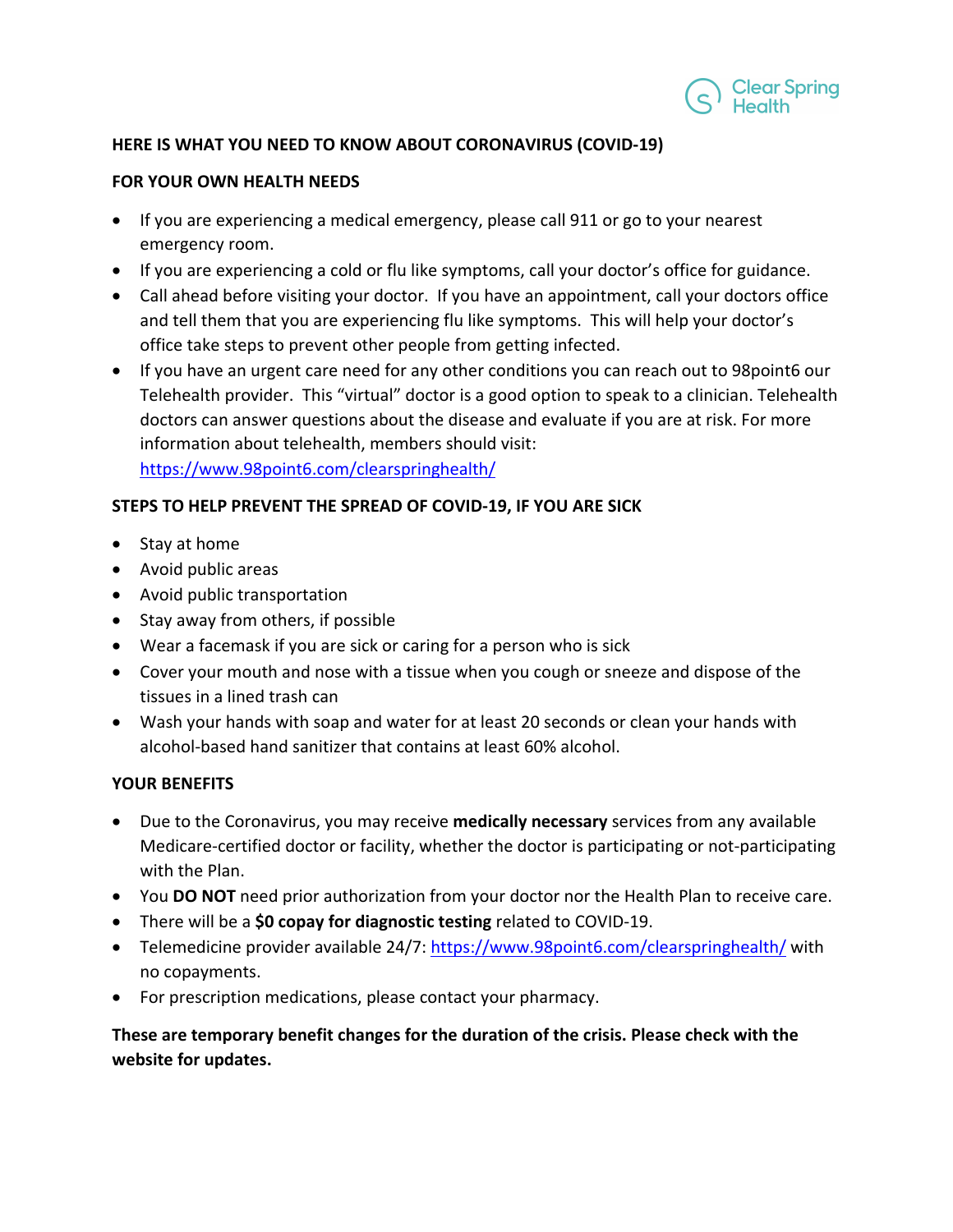Clear Spring Health

## HERE IS WHAT YOU NEED TO KNOW ABOUT CORONAVIRUS (COVID-19)

### FOR YOUR OWN HEALTH NEEDS

- If you are experiencing a medical emergency, please call 911 or go to your nearest emergency room.
- If you are experiencing a cold or flu like symptoms, call your doctor's office for guidance.
- Call ahead before visiting your doctor. If you have an appointment, call your doctors office and tell them that you are experiencing flu like symptoms. This will help your doctor's office take steps to prevent other people from getting infected.
- If you have an urgent care need for any other conditions you can reach out to 98point6 our Telehealth provider. This "virtual" doctor is a good option to speak to a clinician. Telehealth doctors can answer questions about the disease and evaluate if you are at risk. For more information about telehealth, members should visit: https://www.98point6.com/clearspringhealth/

### STEPS TO HELP PREVENT THE SPREAD OF COVID-19, IF YOU ARE SICK

- Stay at home
- Avoid public areas
- Avoid public transportation
- Stay away from others, if possible
- Wear a facemask if you are sick or caring for a person who is sick
- Cover your mouth and nose with a tissue when you cough or sneeze and dispose of the tissues in a lined trash can
- Wash your hands with soap and water for at least 20 seconds or clean your hands with alcohol-based hand sanitizer that contains at least 60% alcohol.

### YOUR BENEFITS

- Due to the Coronavirus, you may receive **medically necessary** services from any available Medicare-certified doctor or facility, whether the doctor is participating or not-participating with the Plan.
- You **DO NOT** need prior authorization from your doctor nor the Health Plan to receive care.
- There will be a **$0 copay for diagnostic testing** related to COVID-19.
- Telemedicine provider available 24/7: https://www.98point6.com/clearspringhealth/ with no copayments.
- For prescription medications, please contact your pharmacy.

**These are temporary benefit changes for the duration of the crisis. Please check with the website for updates.**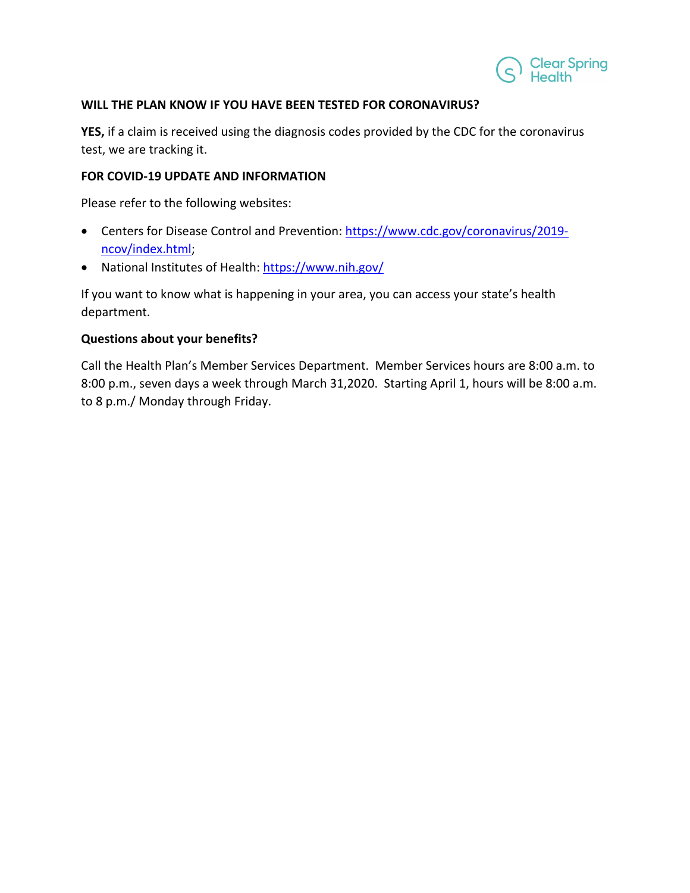**WILL THE PLAN KNOW IF YOU HAVE BEEN TESTED FOR CORONAVIRUS?**

**YES,** if a claim is received using the diagnosis codes provided by the CDC for the coronavirus test, we are tracking it.

**FOR COVID-19 UPDATE AND INFORMATION**

Please refer to the following websites:

- Centers for Disease Control and Prevention: [https://www.cdc.gov/coronavirus/2019-ncov/index.html](https://www.cdc.gov/coronavirus/2019-ncov/index.html);
- National Institutes of Health: [https://www.nih.gov/](https://www.nih.gov/)

If you want to know what is happening in your area, you can access your state's health department.

**Questions about your benefits?**

Call the Health Plan's Member Services Department. Member Services hours are 8:00 a.m. to 8:00 p.m., seven days a week through March 31,2020. Starting April 1, hours will be 8:00 a.m. to 8 p.m./ Monday through Friday.